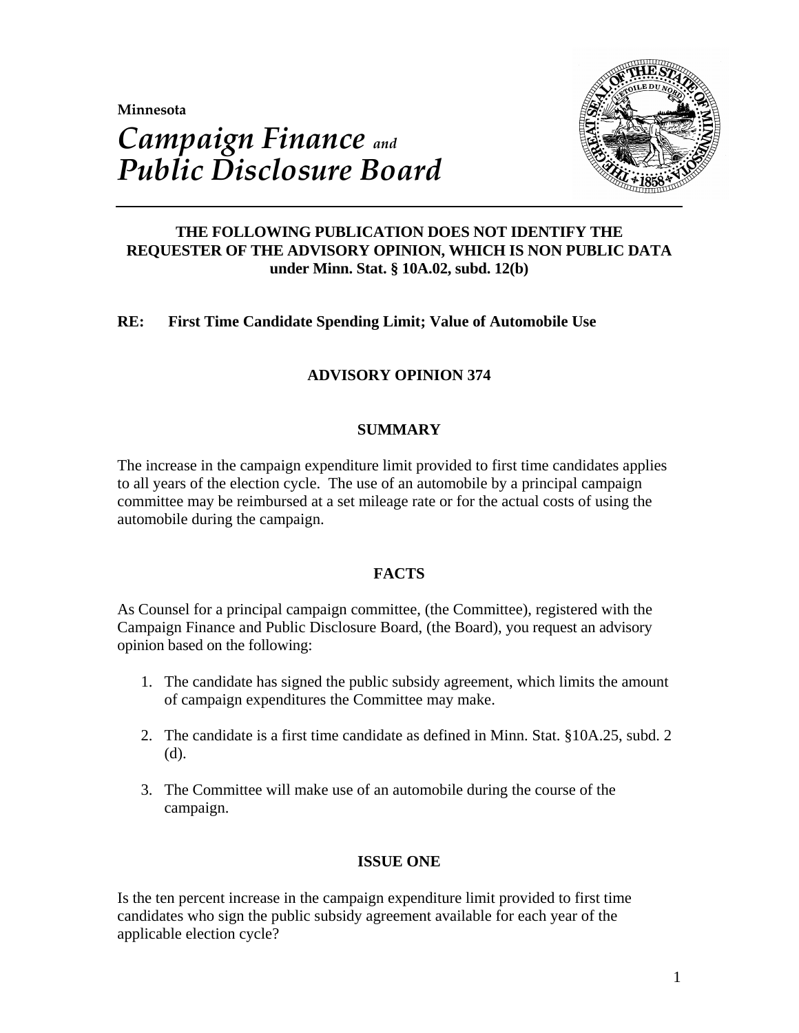Minnesota

# *Campaign Finance and Public Disclosure Board*

**THE FOLLOWING PUBLICATION DOES NOT IDENTIFY THE REQUESTER OF THE ADVISORY OPINION, WHICH IS NON PUBLIC DATA under Minn. Stat. § 10A.02, subd. 12(b)**

**RE: First Time Candidate Spending Limit; Value of Automobile Use**

## ADVISORY OPINION 374

### SUMMARY

The increase in the campaign expenditure limit provided to first time candidates applies to all years of the election cycle. The use of an automobile by a principal campaign committee may be reimbursed at a set mileage rate or for the actual costs of using the automobile during the campaign.

### FACTS

As Counsel for a principal campaign committee, (the Committee), registered with the Campaign Finance and Public Disclosure Board, (the Board), you request an advisory opinion based on the following:

1. The candidate has signed the public subsidy agreement, which limits the amount of campaign expenditures the Committee may make.
2. The candidate is a first time candidate as defined in Minn. Stat. §10A.25, subd. 2 (d).
3. The Committee will make use of an automobile during the course of the campaign.

### ISSUE ONE

Is the ten percent increase in the campaign expenditure limit provided to first time candidates who sign the public subsidy agreement available for each year of the applicable election cycle?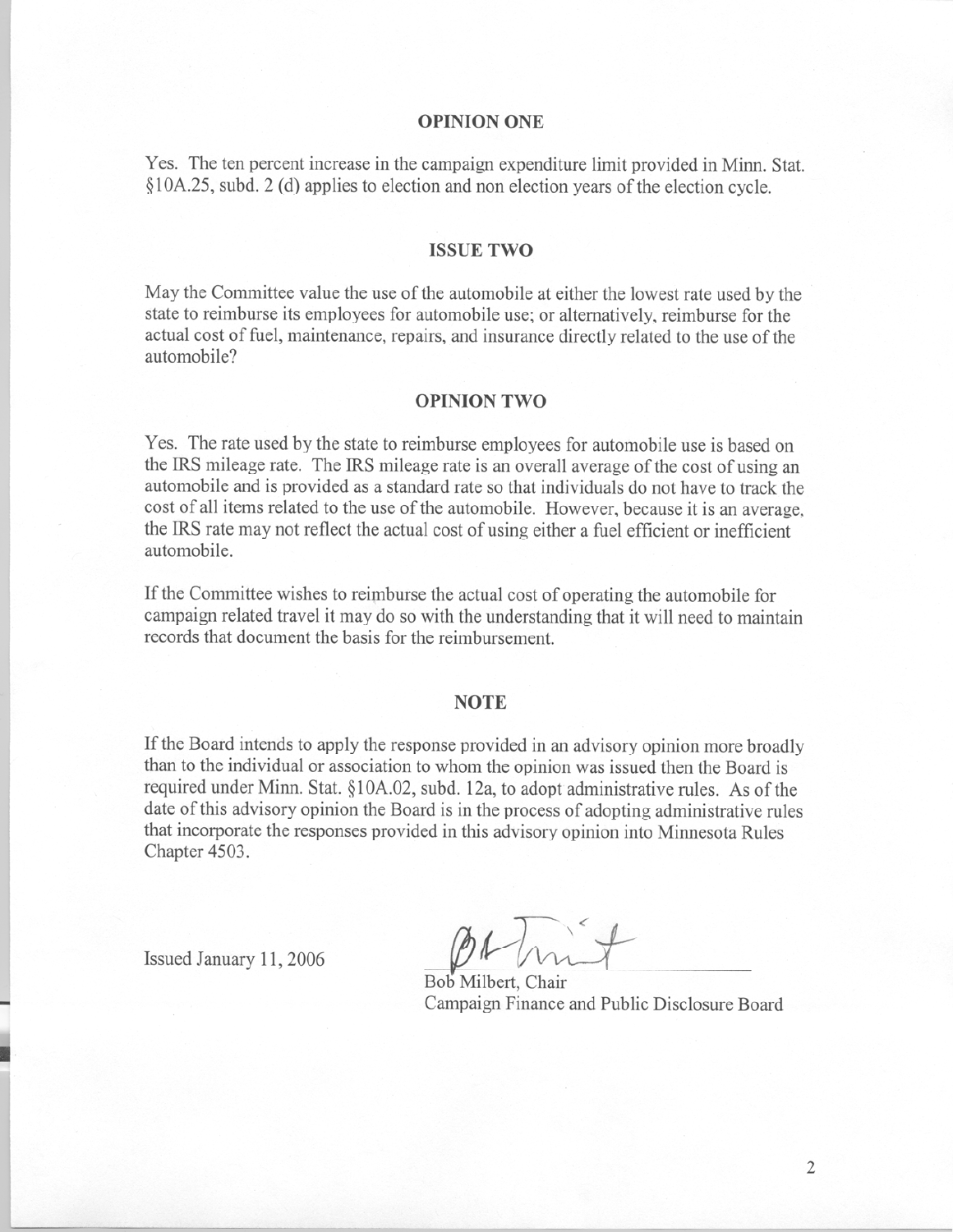## OPINION ONE

Yes. The ten percent increase in the campaign expenditure limit provided in Minn. Stat. §10A.25, subd. 2 (d) applies to election and non election years of the election cycle.

## ISSUE TWO

May the Committee value the use of the automobile at either the lowest rate used by the state to reimburse its employees for automobile use; or alternatively, reimburse for the actual cost of fuel, maintenance, repairs, and insurance directly related to the use of the automobile?

## OPINION TWO

Yes. The rate used by the state to reimburse employees for automobile use is based on the IRS mileage rate. The IRS mileage rate is an overall average of the cost of using an automobile and is provided as a standard rate so that individuals do not have to track the cost of all items related to the use of the automobile. However, because it is an average, the IRS rate may not reflect the actual cost of using either a fuel efficient or inefficient automobile.

If the Committee wishes to reimburse the actual cost of operating the automobile for campaign related travel it may do so with the understanding that it will need to maintain records that document the basis for the reimbursement.

## NOTE

If the Board intends to apply the response provided in an advisory opinion more broadly than to the individual or association to whom the opinion was issued then the Board is required under Minn. Stat. §10A.02, subd. 12a, to adopt administrative rules. As of the date of this advisory opinion the Board is in the process of adopting administrative rules that incorporate the responses provided in this advisory opinion into Minnesota Rules Chapter 4503.

Issued January 11, 2006

Bob Milbert, Chair
Campaign Finance and Public Disclosure Board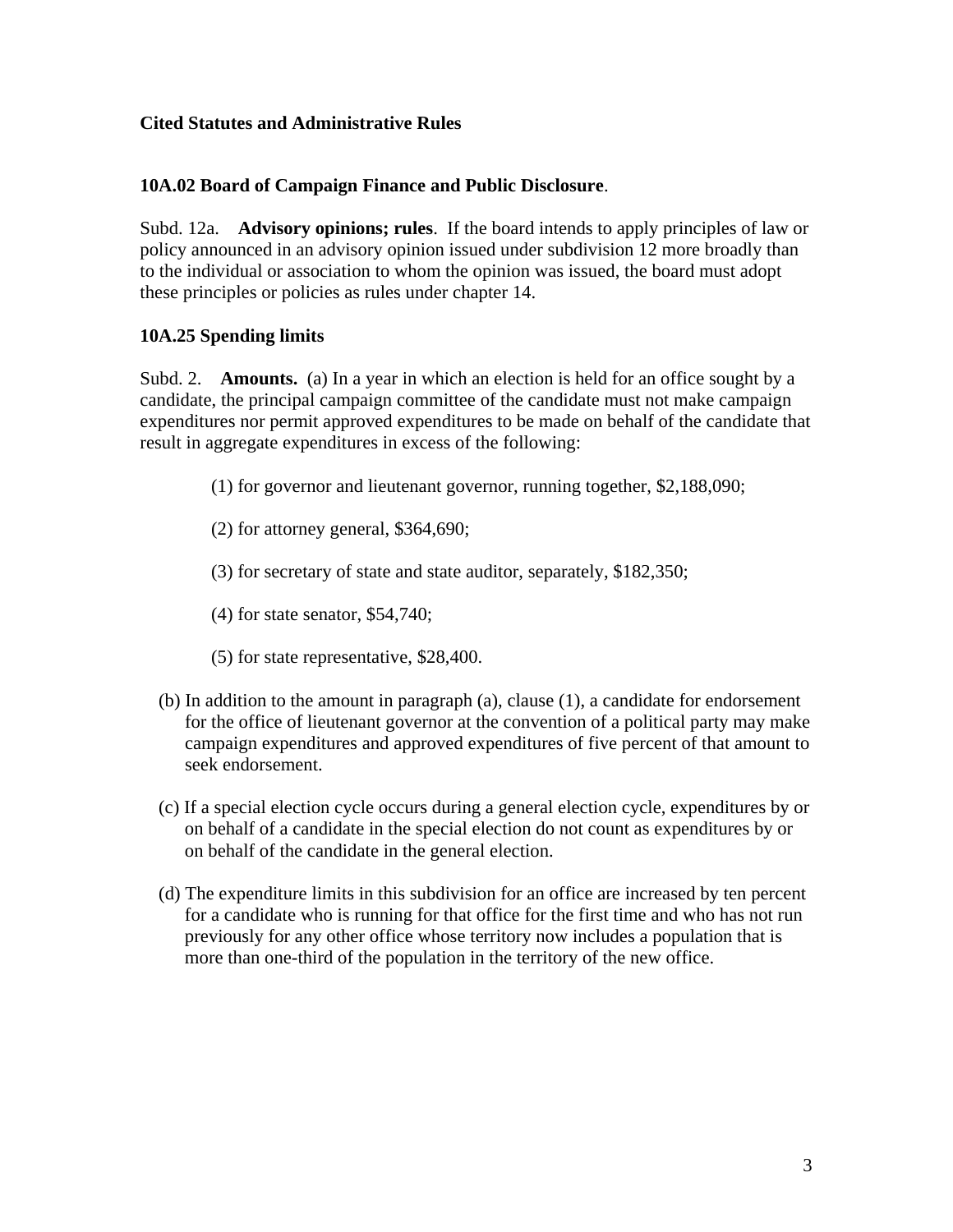**Cited Statutes and Administrative Rules**

**10A.02 Board of Campaign Finance and Public Disclosure**.

Subd. 12a. **Advisory opinions; rules**. If the board intends to apply principles of law or policy announced in an advisory opinion issued under subdivision 12 more broadly than to the individual or association to whom the opinion was issued, the board must adopt these principles or policies as rules under chapter 14.

**10A.25 Spending limits**

Subd. 2. **Amounts.** (a) In a year in which an election is held for an office sought by a candidate, the principal campaign committee of the candidate must not make campaign expenditures nor permit approved expenditures to be made on behalf of the candidate that result in aggregate expenditures in excess of the following:

(1) for governor and lieutenant governor, running together, $2,188,090;

(2) for attorney general, $364,690;

(3) for secretary of state and state auditor, separately, $182,350;

(4) for state senator, $54,740;

(5) for state representative, $28,400.

(b) In addition to the amount in paragraph (a), clause (1), a candidate for endorsement for the office of lieutenant governor at the convention of a political party may make campaign expenditures and approved expenditures of five percent of that amount to seek endorsement.

(c) If a special election cycle occurs during a general election cycle, expenditures by or on behalf of a candidate in the special election do not count as expenditures by or on behalf of the candidate in the general election.

(d) The expenditure limits in this subdivision for an office are increased by ten percent for a candidate who is running for that office for the first time and who has not run previously for any other office whose territory now includes a population that is more than one-third of the population in the territory of the new office.